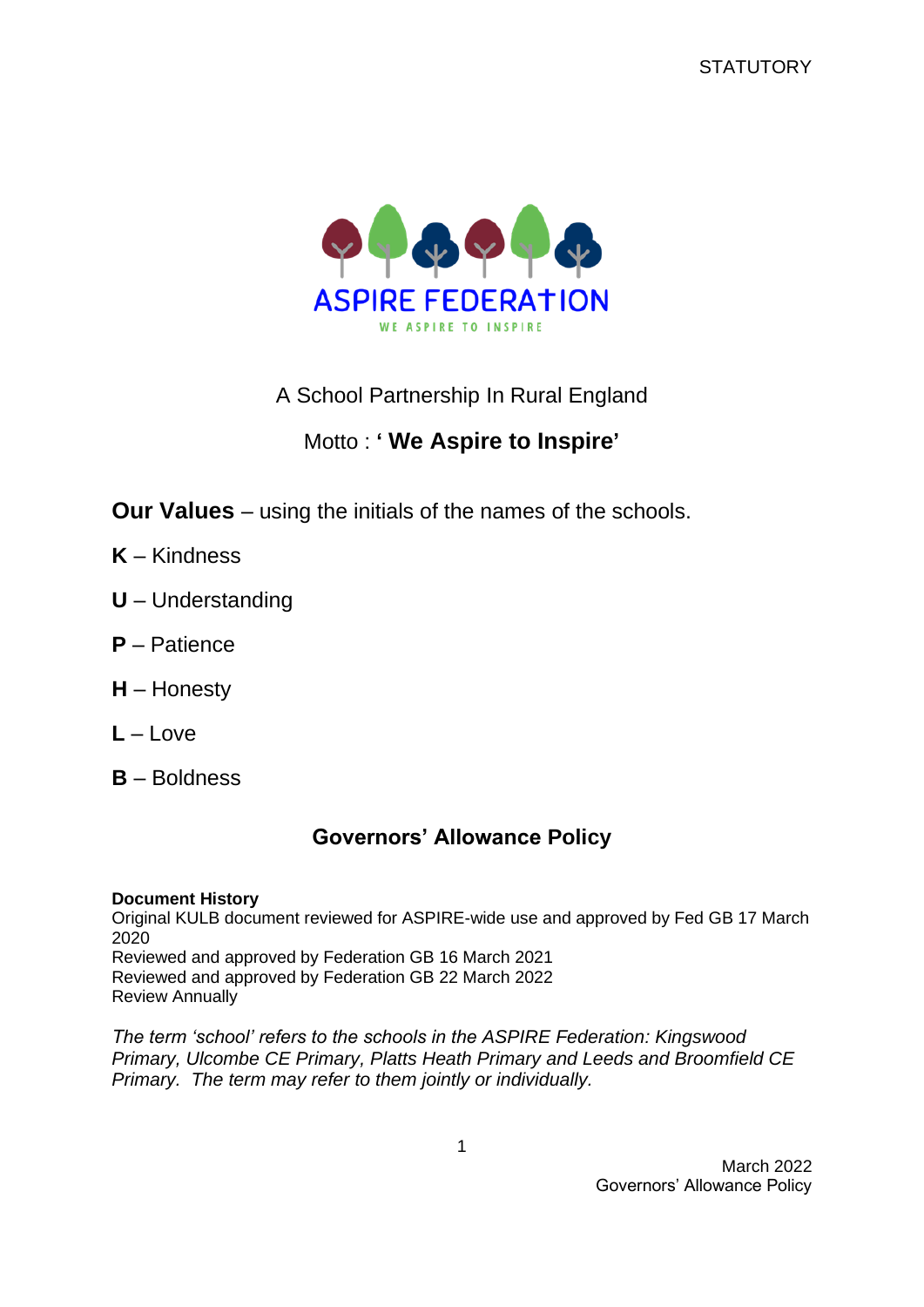STATUTORY

ASPIRE FEDERATION

WE ASPIRE TO INSPIRE

A School Partnership In Rural England

Motto : **' We Aspire to Inspire'**

**Our Values** – using the initials of the names of the schools.

**K** – Kindness

**U** – Understanding

**P** – Patience

**H** – Honesty

**L** – Love

**B** – Boldness

## Governors' Allowance Policy

**Document History**
Original KULB document reviewed for ASPIRE-wide use and approved by Fed GB 17 March 2020
Reviewed and approved by Federation GB 16 March 2021
Reviewed and approved by Federation GB 22 March 2022
Review Annually

*The term 'school' refers to the schools in the ASPIRE Federation: Kingswood Primary, Ulcombe CE Primary, Platts Heath Primary and Leeds and Broomfield CE Primary. The term may refer to them jointly or individually.*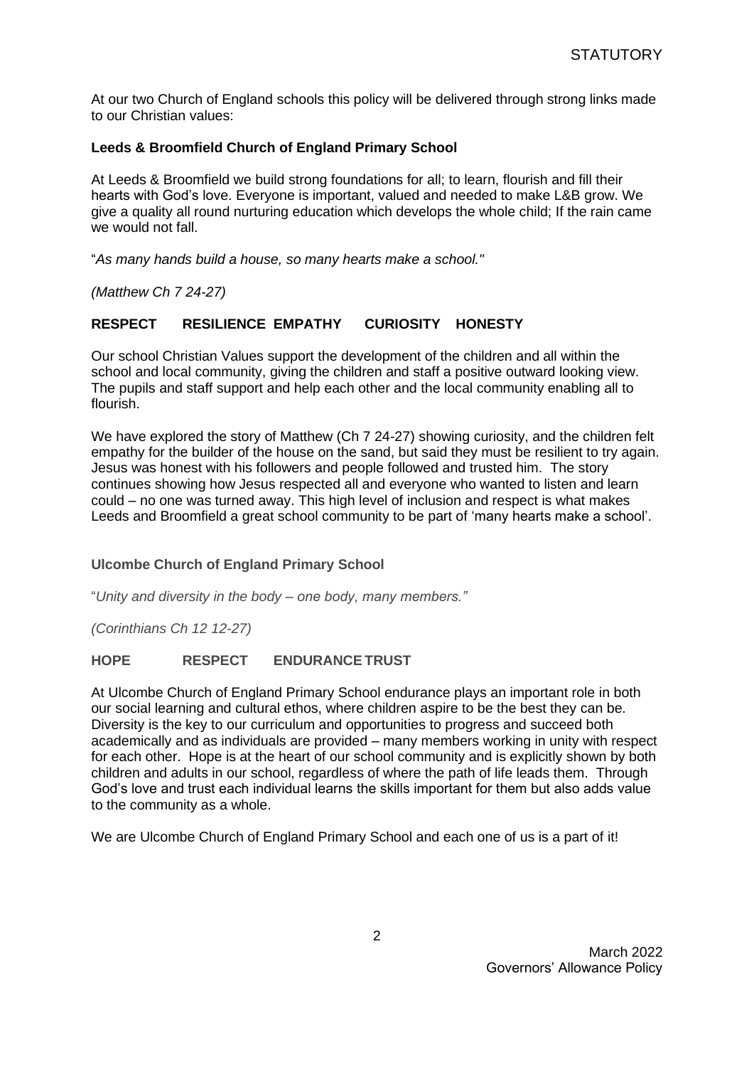At our two Church of England schools this policy will be delivered through strong links made to our Christian values:

**Leeds & Broomfield Church of England Primary School**

At Leeds & Broomfield we build strong foundations for all; to learn, flourish and fill their hearts with God's love. Everyone is important, valued and needed to make L&B grow. We give a quality all round nurturing education which develops the whole child; If the rain came we would not fall.

"*As many hands build a house, so many hearts make a school."*

*(Matthew Ch 7 24-27)*

**RESPECT RESILIENCE EMPATHY CURIOSITY HONESTY**

Our school Christian Values support the development of the children and all within the school and local community, giving the children and staff a positive outward looking view. The pupils and staff support and help each other and the local community enabling all to flourish.

We have explored the story of Matthew (Ch 7 24-27) showing curiosity, and the children felt empathy for the builder of the house on the sand, but said they must be resilient to try again. Jesus was honest with his followers and people followed and trusted him. The story continues showing how Jesus respected all and everyone who wanted to listen and learn could – no one was turned away. This high level of inclusion and respect is what makes Leeds and Broomfield a great school community to be part of 'many hearts make a school'.

**Ulcombe Church of England Primary School**

"*Unity and diversity in the body – one body, many members."*

*(Corinthians Ch 12 12-27)*

**HOPE RESPECT ENDURANCE TRUST**

At Ulcombe Church of England Primary School endurance plays an important role in both our social learning and cultural ethos, where children aspire to be the best they can be. Diversity is the key to our curriculum and opportunities to progress and succeed both academically and as individuals are provided – many members working in unity with respect for each other. Hope is at the heart of our school community and is explicitly shown by both children and adults in our school, regardless of where the path of life leads them. Through God's love and trust each individual learns the skills important for them but also adds value to the community as a whole.

We are Ulcombe Church of England Primary School and each one of us is a part of it!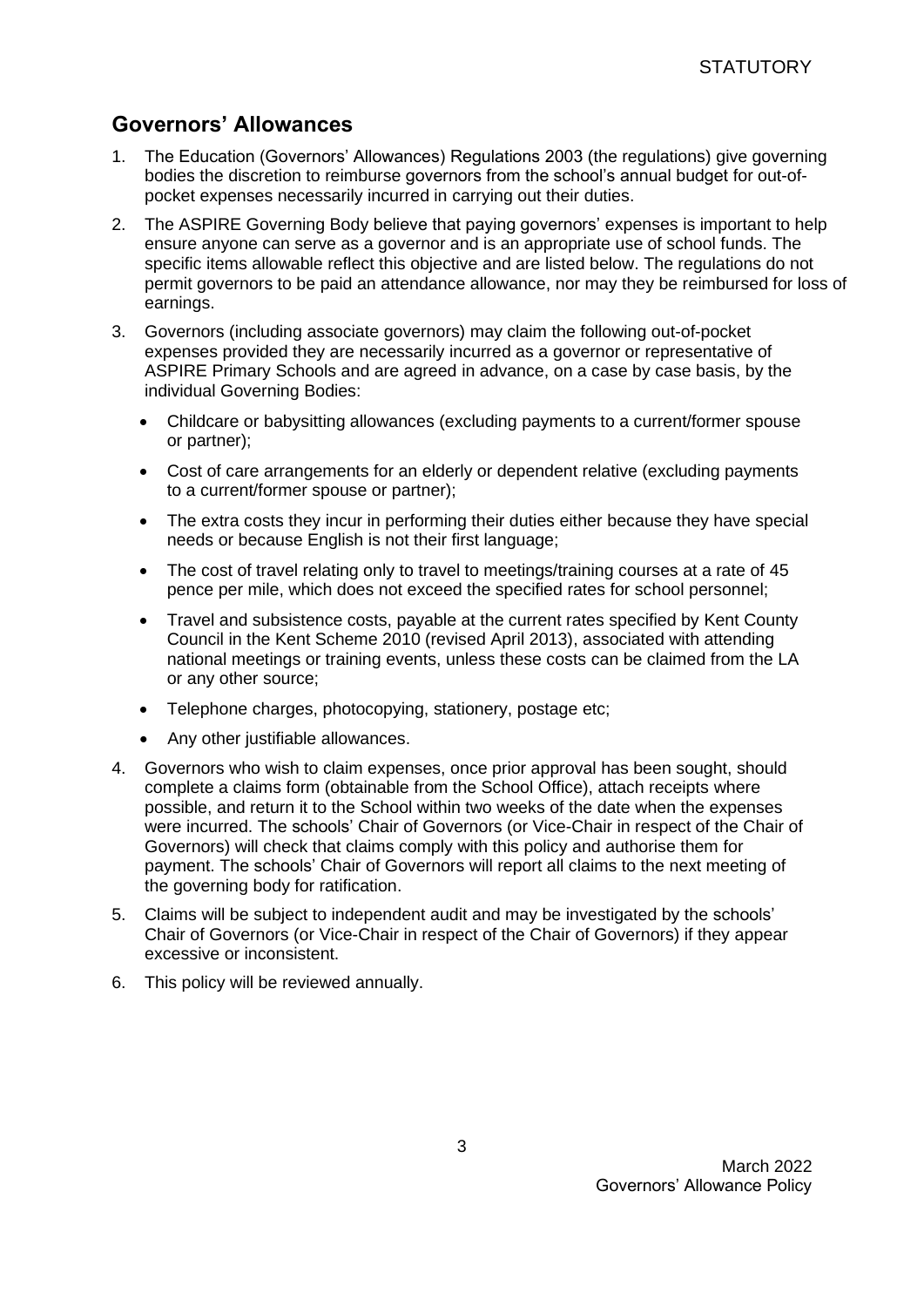## Governors' Allowances

1. The Education (Governors' Allowances) Regulations 2003 (the regulations) give governing bodies the discretion to reimburse governors from the school's annual budget for out-of-pocket expenses necessarily incurred in carrying out their duties.
2. The ASPIRE Governing Body believe that paying governors' expenses is important to help ensure anyone can serve as a governor and is an appropriate use of school funds. The specific items allowable reflect this objective and are listed below. The regulations do not permit governors to be paid an attendance allowance, nor may they be reimbursed for loss of earnings.
3. Governors (including associate governors) may claim the following out-of-pocket expenses provided they are necessarily incurred as a governor or representative of ASPIRE Primary Schools and are agreed in advance, on a case by case basis, by the individual Governing Bodies:
   - Childcare or babysitting allowances (excluding payments to a current/former spouse or partner);
   - Cost of care arrangements for an elderly or dependent relative (excluding payments to a current/former spouse or partner);
   - The extra costs they incur in performing their duties either because they have special needs or because English is not their first language;
   - The cost of travel relating only to travel to meetings/training courses at a rate of 45 pence per mile, which does not exceed the specified rates for school personnel;
   - Travel and subsistence costs, payable at the current rates specified by Kent County Council in the Kent Scheme 2010 (revised April 2013), associated with attending national meetings or training events, unless these costs can be claimed from the LA or any other source;
   - Telephone charges, photocopying, stationery, postage etc;
   - Any other justifiable allowances.
4. Governors who wish to claim expenses, once prior approval has been sought, should complete a claims form (obtainable from the School Office), attach receipts where possible, and return it to the School within two weeks of the date when the expenses were incurred. The schools' Chair of Governors (or Vice-Chair in respect of the Chair of Governors) will check that claims comply with this policy and authorise them for payment. The schools' Chair of Governors will report all claims to the next meeting of the governing body for ratification.
5. Claims will be subject to independent audit and may be investigated by the schools' Chair of Governors (or Vice-Chair in respect of the Chair of Governors) if they appear excessive or inconsistent.
6. This policy will be reviewed annually.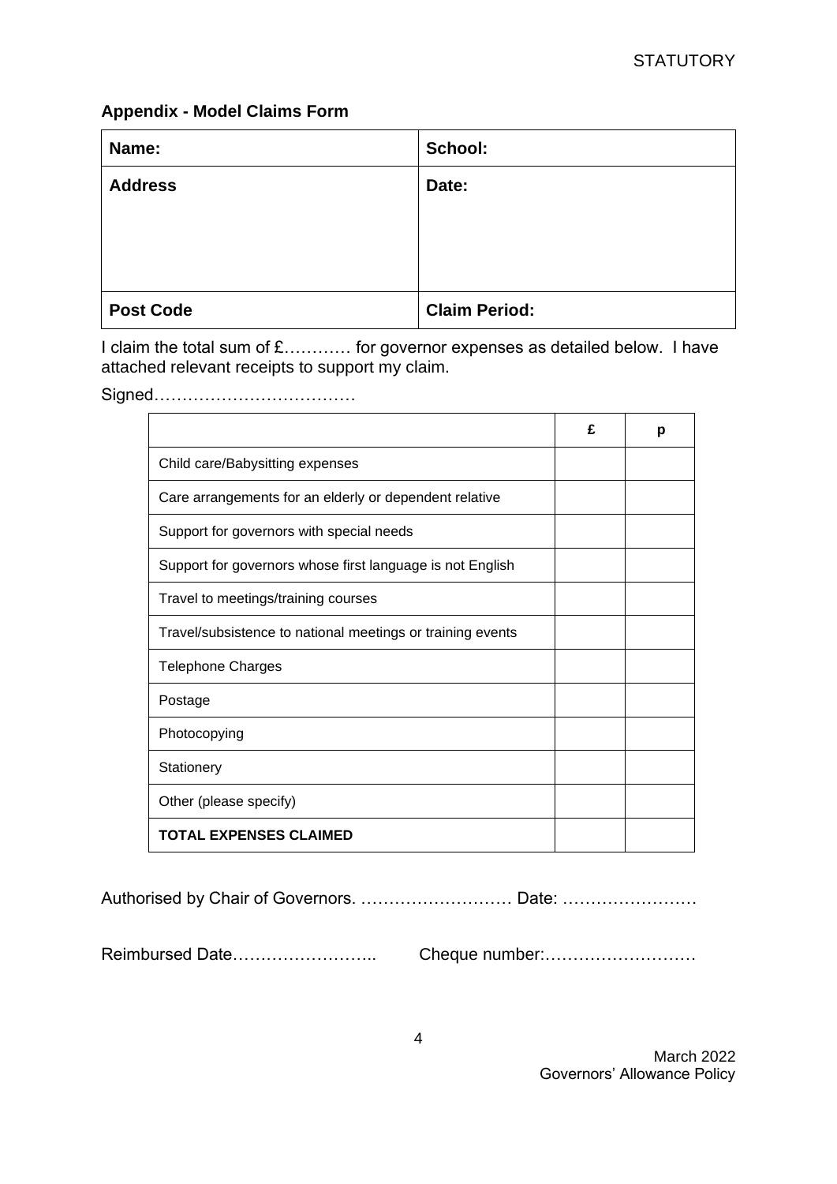## Appendix - Model Claims Form

| Name: | School: |
|---|---|
| **Address** | **Date:** |
| **Post Code** | **Claim Period:** |

I claim the total sum of £………… for governor expenses as detailed below. I have attached relevant receipts to support my claim.

Signed………………………………

| | £ | p |
|---|---|---|
| Child care/Babysitting expenses | | |
| Care arrangements for an elderly or dependent relative | | |
| Support for governors with special needs | | |
| Support for governors whose first language is not English | | |
| Travel to meetings/training courses | | |
| Travel/subsistence to national meetings or training events | | |
| Telephone Charges | | |
| Postage | | |
| Photocopying | | |
| Stationery | | |
| Other (please specify) | | |
| **TOTAL EXPENSES CLAIMED** | | |

Authorised by Chair of Governors. ……………………… Date: ……………………

Reimbursed Date…………………….. Cheque number:………………………